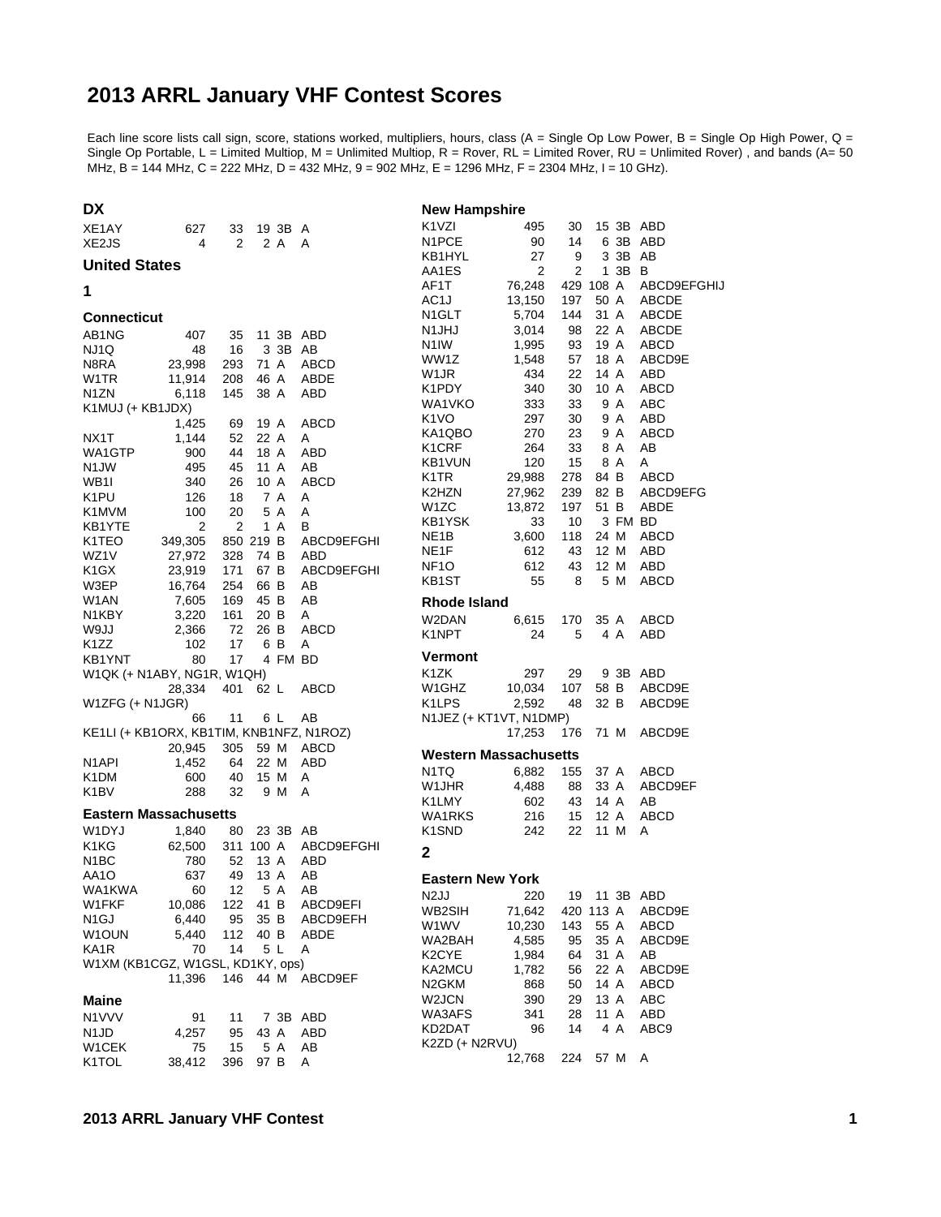# 2013 ARRL January VHF Contest Scores

Each line score lists call sign, score, stations worked, multipliers, hours, class (A = Single Op Low Power, B = Single Op High Power, Q = Single Op Portable, L = Limited Multiop, M = Unlimited Multiop, R = Rover, RL = Limited Rover, RU = Unlimited Rover) , and bands (A= 50 MHz, B = 144 MHz, C = 222 MHz, D = 432 MHz, 9 = 902 MHz, E = 1296 MHz, F = 2304 MHz, I = 10 GHz).

## DX

| Call | Score | QSOs | Mults | Class | Bands |
|---|---|---|---|---|---|
| XE1AY | 627 | 33 | 19 | 3B | A |
| XE2JS | 4 | 2 | 2 | A | A |

## United States

### 1

#### Connecticut

| Call | Score | QSOs | Mults | Class | Bands |
|---|---|---|---|---|---|
| AB1NG | 407 | 35 | 11 | 3B | ABD |
| NJ1Q | 48 | 16 | 3 | 3B | AB |
| N8RA | 23,998 | 293 | 71 | A | ABCD |
| W1TR | 11,914 | 208 | 46 | A | ABDE |
| N1ZN | 6,118 | 145 | 38 | A | ABD |
| K1MUJ (+ KB1JDX) | 1,425 | 69 | 19 | A | ABCD |
| NX1T | 1,144 | 52 | 22 | A | A |
| WA1GTP | 900 | 44 | 18 | A | ABD |
| N1JW | 495 | 45 | 11 | A | AB |
| WB1I | 340 | 26 | 10 | A | ABCD |
| K1PU | 126 | 18 | 7 | A | A |
| K1MVM | 100 | 20 | 5 | A | A |
| KB1YTE | 2 | 2 | 1 | A | B |
| K1TEO | 349,305 | 850 | 219 | B | ABCD9EFGHI |
| WZ1V | 27,972 | 328 | 74 | B | ABD |
| K1GX | 23,919 | 171 | 67 | B | ABCD9EFGHI |
| W3EP | 16,764 | 254 | 66 | B | AB |
| W1AN | 7,605 | 169 | 45 | B | AB |
| N1KBY | 3,220 | 161 | 20 | B | A |
| W9JJ | 2,366 | 72 | 26 | B | ABCD |
| K1ZZ | 102 | 17 | 6 | B | A |
| KB1YNT | 80 | 17 | 4 | FM | BD |
| W1QK (+ N1ABY, NG1R, W1QH) | 28,334 | 401 | 62 | L | ABCD |
| W1ZFG (+ N1JGR) | 66 | 11 | 6 | L | AB |
| KE1LI (+ KB1ORX, KB1TIM, KNB1NFZ, N1ROZ) | 20,945 | 305 | 59 | M | ABCD |
| N1API | 1,452 | 64 | 22 | M | ABD |
| K1DM | 600 | 40 | 15 | M | A |
| K1BV | 288 | 32 | 9 | M | A |

#### Eastern Massachusetts

| Call | Score | QSOs | Mults | Class | Bands |
|---|---|---|---|---|---|
| W1DYJ | 1,840 | 80 | 23 | 3B | AB |
| K1KG | 62,500 | 311 | 100 | A | ABCD9EFGHI |
| N1BC | 780 | 52 | 13 | A | ABD |
| AA1O | 637 | 49 | 13 | A | AB |
| WA1KWA | 60 | 12 | 5 | A | AB |
| W1FKF | 10,086 | 122 | 41 | B | ABCD9EFI |
| N1GJ | 6,440 | 95 | 35 | B | ABCD9EFH |
| W1OUN | 5,440 | 112 | 40 | B | ABDE |
| KA1R | 70 | 14 | 5 | L | A |
| W1XM (KB1CGZ, W1GSL, KD1KY, ops) | 11,396 | 146 | 44 | M | ABCD9EF |

#### Maine

| Call | Score | QSOs | Mults | Class | Bands |
|---|---|---|---|---|---|
| N1VVV | 91 | 11 | 7 | 3B | ABD |
| N1JD | 4,257 | 95 | 43 | A | ABD |
| W1CEK | 75 | 15 | 5 | A | AB |
| K1TOL | 38,412 | 396 | 97 | B | A |

#### New Hampshire

| Call | Score | QSOs | Mults | Class | Bands |
|---|---|---|---|---|---|
| K1VZI | 495 | 30 | 15 | 3B | ABD |
| N1PCE | 90 | 14 | 6 | 3B | ABD |
| KB1HYL | 27 | 9 | 3 | 3B | AB |
| AA1ES | 2 | 2 | 1 | 3B | B |
| AF1T | 76,248 | 429 | 108 | A | ABCD9EFGHIJ |
| AC1J | 13,150 | 197 | 50 | A | ABCDE |
| N1GLT | 5,704 | 144 | 31 | A | ABCDE |
| N1JHJ | 3,014 | 98 | 22 | A | ABCDE |
| N1IW | 1,995 | 93 | 19 | A | ABCD |
| WW1Z | 1,548 | 57 | 18 | A | ABCD9E |
| W1JR | 434 | 22 | 14 | A | ABD |
| K1PDY | 340 | 30 | 10 | A | ABCD |
| WA1VKO | 333 | 33 | 9 | A | ABC |
| K1VO | 297 | 30 | 9 | A | ABD |
| KA1QBO | 270 | 23 | 9 | A | ABCD |
| K1CRF | 264 | 33 | 8 | A | AB |
| KB1VUN | 120 | 15 | 8 | A | A |
| K1TR | 29,988 | 278 | 84 | B | ABCD |
| K2HZN | 27,962 | 239 | 82 | B | ABCD9EFG |
| W1ZC | 13,872 | 197 | 51 | B | ABDE |
| KB1YSK | 33 | 10 | 3 | FM | BD |
| NE1B | 3,600 | 118 | 24 | M | ABCD |
| NE1F | 612 | 43 | 12 | M | ABD |
| NF1O | 612 | 43 | 12 | M | ABD |
| KB1ST | 55 | 8 | 5 | M | ABCD |

#### Rhode Island

| Call | Score | QSOs | Mults | Class | Bands |
|---|---|---|---|---|---|
| W2DAN | 6,615 | 170 | 35 | A | ABCD |
| K1NPT | 24 | 5 | 4 | A | ABD |

#### Vermont

| Call | Score | QSOs | Mults | Class | Bands |
|---|---|---|---|---|---|
| K1ZK | 297 | 29 | 9 | 3B | ABD |
| W1GHZ | 10,034 | 107 | 58 | B | ABCD9E |
| K1LPS | 2,592 | 48 | 32 | B | ABCD9E |
| N1JEZ (+ KT1VT, N1DMP) | 17,253 | 176 | 71 | M | ABCD9E |

#### Western Massachusetts

| Call | Score | QSOs | Mults | Class | Bands |
|---|---|---|---|---|---|
| N1TQ | 6,882 | 155 | 37 | A | ABCD |
| W1JHR | 4,488 | 88 | 33 | A | ABCD9EF |
| K1LMY | 602 | 43 | 14 | A | AB |
| WA1RKS | 216 | 15 | 12 | A | ABCD |
| K1SND | 242 | 22 | 11 | M | A |

### 2

#### Eastern New York

| Call | Score | QSOs | Mults | Class | Bands |
|---|---|---|---|---|---|
| N2JJ | 220 | 19 | 11 | 3B | ABD |
| WB2SIH | 71,642 | 420 | 113 | A | ABCD9E |
| W1WV | 10,230 | 143 | 55 | A | ABCD |
| WA2BAH | 4,585 | 95 | 35 | A | ABCD9E |
| K2CYE | 1,984 | 64 | 31 | A | AB |
| KA2MCU | 1,782 | 56 | 22 | A | ABCD9E |
| N2GKM | 868 | 50 | 14 | A | ABCD |
| W2JCN | 390 | 29 | 13 | A | ABC |
| WA3AFS | 341 | 28 | 11 | A | ABD |
| KD2DAT | 96 | 14 | 4 | A | ABC9 |
| K2ZD (+ N2RVU) | 12,768 | 224 | 57 | M | A |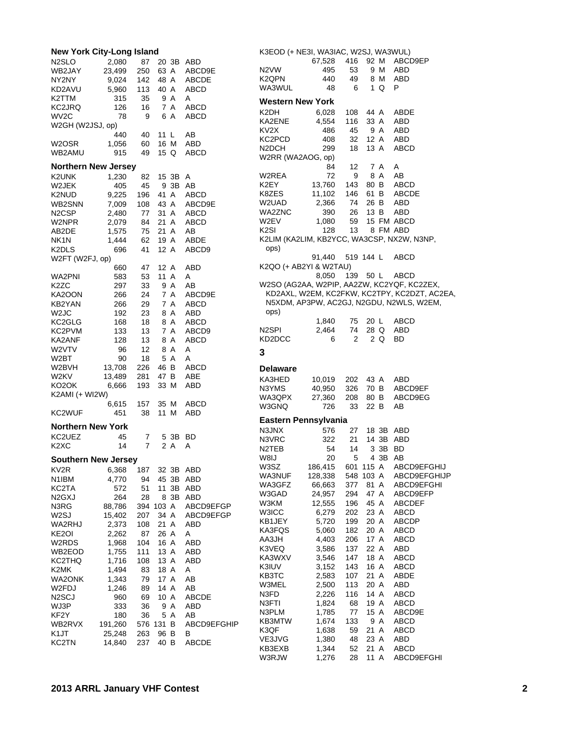## New York City-Long Island

| Call | Score | QSOs | Mults | Class | Bands |
|---|---|---|---|---|---|
| N2SLO | 2,080 | 87 | 20 | 3B | ABD |
| WB2JAY | 23,499 | 250 | 63 | A | ABCD9E |
| NY2NY | 9,024 | 142 | 48 | A | ABCDE |
| KD2AVU | 5,960 | 113 | 40 | A | ABCD |
| K2TTM | 315 | 35 | 9 | A | A |
| KC2JRQ | 126 | 16 | 7 | A | ABCD |
| WV2C | 78 | 9 | 6 | A | ABCD |
| W2GH (W2JSJ, op) | 440 | 40 | 11 | L | AB |
| W2OSR | 1,056 | 60 | 16 | M | ABD |
| WB2AMU | 915 | 49 | 15 | Q | ABCD |

## Northern New Jersey

| Call | Score | QSOs | Mults | Class | Bands |
|---|---|---|---|---|---|
| K2UNK | 1,230 | 82 | 15 | 3B | A |
| W2JEK | 405 | 45 | 9 | 3B | AB |
| K2NUD | 9,225 | 196 | 41 | A | ABCD |
| WB2SNN | 7,009 | 108 | 43 | A | ABCD9E |
| N2CSP | 2,480 | 77 | 31 | A | ABCD |
| W2NPR | 2,079 | 84 | 21 | A | ABCD |
| AB2DE | 1,575 | 75 | 21 | A | AB |
| NK1N | 1,444 | 62 | 19 | A | ABDE |
| K2DLS | 696 | 41 | 12 | A | ABCD9 |
| W2FT (W2FJ, op) | 660 | 47 | 12 | A | ABD |
| WA2PNI | 583 | 53 | 11 | A | A |
| K2ZC | 297 | 33 | 9 | A | AB |
| KA2OON | 266 | 24 | 7 | A | ABCD9E |
| KB2YAN | 266 | 29 | 7 | A | ABCD |
| W2JC | 192 | 23 | 8 | A | ABD |
| KC2GLG | 168 | 18 | 8 | A | ABCD |
| KC2PVM | 133 | 13 | 7 | A | ABCD9 |
| KA2ANF | 128 | 13 | 8 | A | ABCD |
| W2VTV | 96 | 12 | 8 | A | A |
| W2BT | 90 | 18 | 5 | A | A |
| W2BVH | 13,708 | 226 | 46 | B | ABCD |
| W2KV | 13,489 | 281 | 47 | B | ABE |
| KO2OK | 6,666 | 193 | 33 | M | ABD |
| K2AMI (+ WI2W) | 6,615 | 157 | 35 | M | ABCD |
| KC2WUF | 451 | 38 | 11 | M | ABD |

## Northern New York

| Call | Score | QSOs | Mults | Class | Bands |
|---|---|---|---|---|---|
| KC2UEZ | 45 | 7 | 5 | 3B | BD |
| K2XC | 14 | 7 | 2 | A | A |

## Southern New Jersey

| Call | Score | QSOs | Mults | Class | Bands |
|---|---|---|---|---|---|
| KV2R | 6,368 | 187 | 32 | 3B | ABD |
| N1IBM | 4,770 | 94 | 45 | 3B | ABD |
| KC2TA | 572 | 51 | 11 | 3B | ABD |
| N2GXJ | 264 | 28 | 8 | 3B | ABD |
| N3RG | 88,786 | 394 | 103 | A | ABCD9EFGP |
| W2SJ | 15,402 | 207 | 34 | A | ABCD9EFGP |
| WA2RHJ | 2,373 | 108 | 21 | A | ABD |
| KE2OI | 2,262 | 87 | 26 | A | A |
| W2RDS | 1,968 | 104 | 16 | A | ABD |
| WB2EOD | 1,755 | 111 | 13 | A | ABD |
| KC2THQ | 1,716 | 108 | 13 | A | ABD |
| K2MK | 1,494 | 83 | 18 | A | A |
| WA2ONK | 1,343 | 79 | 17 | A | AB |
| W2FDJ | 1,246 | 89 | 14 | A | AB |
| N2SCJ | 960 | 69 | 10 | A | ABCDE |
| WJ3P | 333 | 36 | 9 | A | ABD |
| KF2Y | 180 | 36 | 5 | A | AB |
| WB2RVX | 191,260 | 576 | 131 | B | ABCD9EFGHIP |
| K1JT | 25,248 | 263 | 96 | B | B |
| KC2TN | 14,840 | 237 | 40 | B | ABCDE |
| K3EOD (+ NE3I, WA3IAC, W2SJ, WA3WUL) | 67,528 | 416 | 92 | M | ABCD9EP |
| N2VW | 495 | 53 | 9 | M | ABD |
| K2QPN | 440 | 49 | 8 | M | ABD |
| WA3WUL | 48 | 6 | 1 | Q | P |

## Western New York

| Call | Score | QSOs | Mults | Class | Bands |
|---|---|---|---|---|---|
| K2DH | 6,028 | 108 | 44 | A | ABDE |
| KA2ENE | 4,554 | 116 | 33 | A | ABD |
| KV2X | 486 | 45 | 9 | A | ABD |
| KC2PCD | 408 | 32 | 12 | A | ABD |
| N2DCH | 299 | 18 | 13 | A | ABCD |
| W2RR (WA2AOG, op) | 84 | 12 | 7 | A | A |
| W2REA | 72 | 9 | 8 | A | AB |
| K2EY | 13,760 | 143 | 80 | B | ABCD |
| K8ZES | 11,102 | 146 | 61 | B | ABCDE |
| W2UAD | 2,366 | 74 | 26 | B | ABD |
| WA2ZNC | 390 | 26 | 13 | B | ABD |
| W2EV | 1,080 | 59 | 15 | FM | ABCD |
| K2SI | 128 | 13 | 8 | FM | ABD |
| K2LIM (KA2LIM, KB2YCC, WA3CSP, NX2W, N3NP, ops) | 91,440 | 519 | 144 | L | ABCD |
| K2QO (+ AB2YI & W2TAU) | 8,050 | 139 | 50 | L | ABCD |
| W2SO (AG2AA, W2PIP, AA2ZW, KC2YQF, KC2ZEX, KD2AXL, W2EM, KC2FKW, KC2TPY, KC2DZT, AC2EA, N5XDM, AP3PW, AC2GJ, N2GDU, N2WLS, W2EM, ops) | 1,840 | 75 | 20 | L | ABCD |
| N2SPI | 2,464 | 74 | 28 | Q | ABD |
| KD2DCC | 6 | 2 | 2 | Q | BD |

# 3

## Delaware

| Call | Score | QSOs | Mults | Class | Bands |
|---|---|---|---|---|---|
| KA3HED | 10,019 | 202 | 43 | A | ABD |
| N3YMS | 40,950 | 326 | 70 | B | ABCD9EF |
| WA3QPX | 27,360 | 208 | 80 | B | ABCD9EG |
| W3GNQ | 726 | 33 | 22 | B | AB |

## Eastern Pennsylvania

| Call | Score | QSOs | Mults | Class | Bands |
|---|---|---|---|---|---|
| N3JNX | 576 | 27 | 18 | 3B | ABD |
| N3VRC | 322 | 21 | 14 | 3B | ABD |
| N2TEB | 54 | 14 | 3 | 3B | BD |
| W8IJ | 20 | 5 | 4 | 3B | AB |
| W3SZ | 186,415 | 601 | 115 | A | ABCD9EFGHIJ |
| WA3NUF | 128,338 | 548 | 103 | A | ABCD9EFGHIJP |
| WA3GFZ | 66,663 | 377 | 81 | A | ABCD9EFGHI |
| W3GAD | 24,957 | 294 | 47 | A | ABCD9EFP |
| W3KM | 12,555 | 196 | 45 | A | ABCDEF |
| W3ICC | 6,279 | 202 | 23 | A | ABCD |
| KB1JEY | 5,720 | 199 | 20 | A | ABCDP |
| KA3FQS | 5,060 | 182 | 20 | A | ABCD |
| AA3JH | 4,403 | 206 | 17 | A | ABCD |
| K3VEQ | 3,586 | 137 | 22 | A | ABD |
| KA3WXV | 3,546 | 147 | 18 | A | ABCD |
| K3IUV | 3,152 | 143 | 16 | A | ABCD |
| KB3TC | 2,583 | 107 | 21 | A | ABDE |
| W3MEL | 2,500 | 113 | 20 | A | ABD |
| N3FD | 2,226 | 116 | 14 | A | ABCD |
| N3FTI | 1,824 | 68 | 19 | A | ABCD |
| N3PLM | 1,785 | 77 | 15 | A | ABCD9E |
| KB3MTW | 1,674 | 133 | 9 | A | ABCD |
| K3QF | 1,638 | 59 | 21 | A | ABCD |
| VE3JVG | 1,380 | 48 | 23 | A | ABD |
| KB3EXB | 1,344 | 52 | 21 | A | ABCD |
| W3RJW | 1,276 | 28 | 11 | A | ABCD9EFGHI |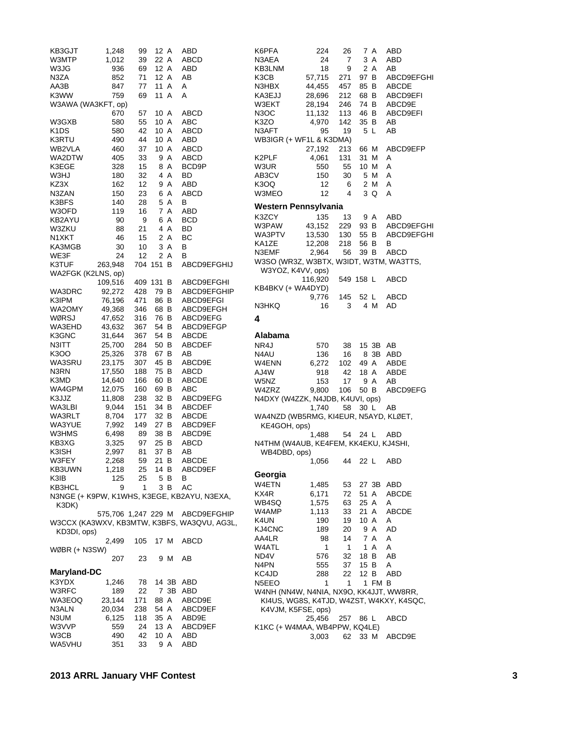| Call | Score | QSOs | Mults | Class | Bands |
|---|---|---|---|---|---|
| KB3GJT | 1,248 | 99 | 12 | A | ABD |
| W3MTP | 1,012 | 39 | 22 | A | ABCD |
| W3JG | 936 | 69 | 12 | A | ABD |
| N3ZA | 852 | 71 | 12 | A | AB |
| AA3B | 847 | 77 | 11 | A | A |
| K3WW | 759 | 69 | 11 | A | A |
| W3AWA (WA3KFT, op) | 670 | 57 | 10 | A | ABCD |
| W3GXB | 580 | 55 | 10 | A | ABC |
| K1DS | 580 | 42 | 10 | A | ABCD |
| K3RTU | 490 | 44 | 10 | A | ABD |
| WB2VLA | 460 | 37 | 10 | A | ABCD |
| WA2DTW | 405 | 33 | 9 | A | ABCD |
| K3EGE | 328 | 15 | 8 | A | BCD9P |
| W3HJ | 180 | 32 | 4 | A | BD |
| KZ3X | 162 | 12 | 9 | A | ABD |
| N3ZAN | 150 | 23 | 6 | A | ABCD |
| K3BFS | 140 | 28 | 5 | A | B |
| W3OFD | 119 | 16 | 7 | A | ABD |
| KB2AYU | 90 | 9 | 6 | A | BCD |
| W3ZKU | 88 | 21 | 4 | A | BD |
| N1XKT | 46 | 15 | 2 | A | BC |
| KA3MGB | 30 | 10 | 3 | A | B |
| WE3F | 24 | 12 | 2 | A | B |
| K3TUF | 263,948 | 704 | 151 | B | ABCD9EFGHIJ |
| WA2FGK (K2LNS, op) | 109,516 | 409 | 131 | B | ABCD9EFGHI |
| WA3DRC | 92,272 | 428 | 79 | B | ABCD9EFGHIP |
| K3IPM | 76,196 | 471 | 86 | B | ABCD9EFGI |
| WA2OMY | 49,368 | 346 | 68 | B | ABCD9EFGH |
| WØRSJ | 47,652 | 316 | 76 | B | ABCD9EFG |
| WA3EHD | 43,632 | 367 | 54 | B | ABCD9EFGP |
| K3GNC | 31,644 | 367 | 54 | B | ABCDE |
| N3ITT | 25,700 | 284 | 50 | B | ABCDEF |
| K3OO | 25,326 | 378 | 67 | B | AB |
| WA3SRU | 23,175 | 307 | 45 | B | ABCD9E |
| N3RN | 17,550 | 188 | 75 | B | ABCD |
| K3MD | 14,640 | 166 | 60 | B | ABCDE |
| WA4GPM | 12,075 | 160 | 69 | B | ABC |
| K3JJZ | 11,808 | 238 | 32 | B | ABCD9EFG |
| WA3LBI | 9,044 | 151 | 34 | B | ABCDEF |
| WA3RLT | 8,704 | 177 | 32 | B | ABCDE |
| WA3YUE | 7,992 | 149 | 27 | B | ABCD9EF |
| W3HMS | 6,498 | 89 | 38 | B | ABCD9E |
| KB3XG | 3,325 | 97 | 25 | B | ABCD |
| K3ISH | 2,997 | 81 | 37 | B | AB |
| W3FEY | 2,268 | 59 | 21 | B | ABCDE |
| KB3UWN | 1,218 | 25 | 14 | B | ABCD9EF |
| K3IB | 125 | 25 | 5 | B | B |
| KB3HCL | 9 | 1 | 3 | B | AC |
| N3NGE (+ K9PW, K1WHS, K3EGE, KB2AYU, N3EXA, K3DK) | 575,706 | 1,247 | 229 | M | ABCD9EFGHIP |
| W3CCX (KA3WXV, KB3MTW, K3BFS, WA3QVU, AG3L, KD3DI, ops) | 2,499 | 105 | 17 | M | ABCD |
| WØBR (+ N3SW) | 207 | 23 | 9 | M | AB |

### Maryland-DC

| Call | Score | QSOs | Mults | Class | Bands |
|---|---|---|---|---|---|
| K3YDX | 1,246 | 78 | 14 | 3B | ABD |
| W3RFC | 189 | 22 | 7 | 3B | ABD |
| WA3EOQ | 23,144 | 171 | 88 | A | ABCD9E |
| N3ALN | 20,034 | 238 | 54 | A | ABCD9EF |
| N3UM | 6,125 | 118 | 35 | A | ABD9E |
| W3VVP | 559 | 24 | 13 | A | ABCD9EF |
| W3CB | 490 | 42 | 10 | A | ABD |
| WA5VHU | 351 | 33 | 9 | A | ABD |
| K6PFA | 224 | 26 | 7 | A | ABD |
| N3AEA | 24 | 7 | 3 | A | ABD |
| KB3LNM | 18 | 9 | 2 | A | AB |
| K3CB | 57,715 | 271 | 97 | B | ABCD9EFGHI |
| N3HBX | 44,455 | 457 | 85 | B | ABCDE |
| KA3EJJ | 28,696 | 212 | 68 | B | ABCD9EFI |
| W3EKT | 28,194 | 246 | 74 | B | ABCD9E |
| N3OC | 11,132 | 113 | 46 | B | ABCD9EFI |
| K3ZO | 4,970 | 142 | 35 | B | AB |
| N3AFT | 95 | 19 | 5 | L | AB |
| WB3IGR (+ WF1L & K3DMA) | 27,192 | 213 | 66 | M | ABCD9EFP |
| K2PLF | 4,061 | 131 | 31 | M | A |
| W3UR | 550 | 55 | 10 | M | A |
| AB3CV | 150 | 30 | 5 | M | A |
| K3OQ | 12 | 6 | 2 | M | A |
| W3MEO | 12 | 4 | 3 | Q | A |

### Western Pennsylvania

| Call | Score | QSOs | Mults | Class | Bands |
|---|---|---|---|---|---|
| K3ZCY | 135 | 13 | 9 | A | ABD |
| W3PAW | 43,152 | 229 | 93 | B | ABCD9EFGHI |
| WA3PTV | 13,530 | 130 | 55 | B | ABCD9EFGHI |
| KA1ZE | 12,208 | 218 | 56 | B | B |
| N3EMF | 2,964 | 56 | 39 | B | ABCD |
| W3SO (WR3Z, W3BTX, W3IDT, W3TM, WA3TTS, W3YOZ, K4VV, ops) | 116,920 | 549 | 158 | L | ABCD |
| KB4BKV (+ WA4DYD) | 9,776 | 145 | 52 | L | ABCD |
| N3HKQ | 16 | 3 | 4 | M | AD |

## 4

### Alabama

| Call | Score | QSOs | Mults | Class | Bands |
|---|---|---|---|---|---|
| NR4J | 570 | 38 | 15 | 3B | AB |
| N4AU | 136 | 16 | 8 | 3B | ABD |
| W4ENN | 6,272 | 102 | 49 | A | ABDE |
| AJ4W | 918 | 42 | 18 | A | ABDE |
| W5NZ | 153 | 17 | 9 | A | AB |
| W4ZRZ | 9,800 | 106 | 50 | B | ABCD9EFG |
| N4DXY (W4ZZK, N4JDB, K4UVI, ops) | 1,740 | 58 | 30 | L | AB |
| WA4NZD (WB5RMG, KI4EUR, N5AYD, KLØET, KE4GOH, ops) | 1,488 | 54 | 24 | L | ABD |
| N4THM (W4AUB, KE4FEM, KK4EKU, KJ4SHI, WB4DBD, ops) | 1,056 | 44 | 22 | L | ABD |

### Georgia

| Call | Score | QSOs | Mults | Class | Bands |
|---|---|---|---|---|---|
| W4ETN | 1,485 | 53 | 27 | 3B | ABD |
| KX4R | 6,171 | 72 | 51 | A | ABCDE |
| WB4SQ | 1,575 | 63 | 25 | A | A |
| W4AMP | 1,113 | 33 | 21 | A | ABCDE |
| K4UN | 190 | 19 | 10 | A | A |
| KJ4CNC | 189 | 20 | 9 | A | AD |
| AA4LR | 98 | 14 | 7 | A | A |
| W4ATL | 1 | 1 | 1 | A | A |
| ND4V | 576 | 32 | 18 | B | AB |
| N4PN | 555 | 37 | 15 | B | A |
| KC4JD | 288 | 22 | 12 | B | ABD |
| N5EEO | 1 | 1 | 1 | FM | B |
| W4NH (NN4W, N4NIA, NX9O, KK4JJT, WW8RR, KI4US, WG8S, K4TJD, W4ZST, W4KXY, K4SQC, K4VJM, K5FSE, ops) | 25,456 | 257 | 86 | L | ABCD |
| K1KC (+ W4MAA, WB4PPW, KQ4LE) | 3,003 | 62 | 33 | M | ABCD9E |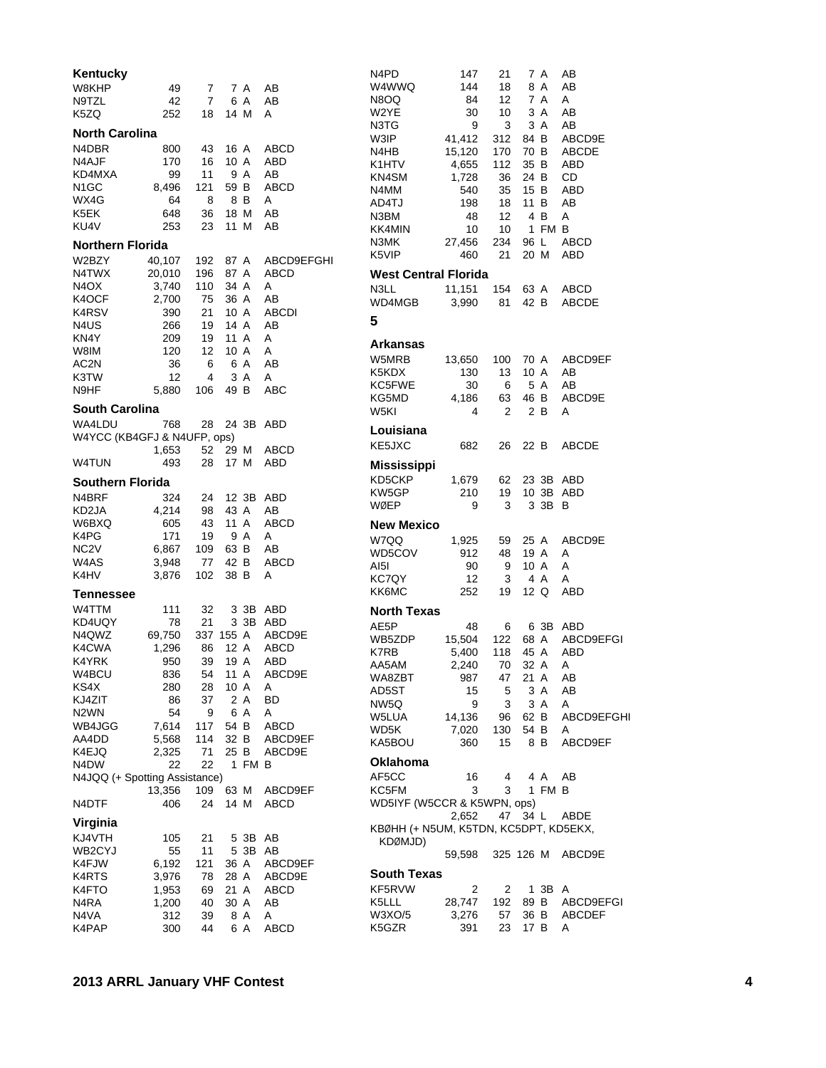## Kentucky

| | | | | | |
|---|---|---|---|---|---|
| W8KHP | 49 | 7 | 7 | A | AB |
| N9TZL | 42 | 7 | 6 | A | AB |
| K5ZQ | 252 | 18 | 14 | M | A |

## North Carolina

| | | | | | |
|---|---|---|---|---|---|
| N4DBR | 800 | 43 | 16 | A | ABCD |
| N4AJF | 170 | 16 | 10 | A | ABD |
| KD4MXA | 99 | 11 | 9 | A | AB |
| N1GC | 8,496 | 121 | 59 | B | ABCD |
| WX4G | 64 | 8 | 8 | B | A |
| K5EK | 648 | 36 | 18 | M | AB |
| KU4V | 253 | 23 | 11 | M | AB |

## Northern Florida

| | | | | | |
|---|---|---|---|---|---|
| W2BZY | 40,107 | 192 | 87 | A | ABCD9EFGHI |
| N4TWX | 20,010 | 196 | 87 | A | ABCD |
| N4OX | 3,740 | 110 | 34 | A | A |
| K4OCF | 2,700 | 75 | 36 | A | AB |
| K4RSV | 390 | 21 | 10 | A | ABCDI |
| N4US | 266 | 19 | 14 | A | AB |
| KN4Y | 209 | 19 | 11 | A | A |
| W8IM | 120 | 12 | 10 | A | A |
| AC2N | 36 | 6 | 6 | A | AB |
| K3TW | 12 | 4 | 3 | A | A |
| N9HF | 5,880 | 106 | 49 | B | ABC |

## South Carolina

| | | | | | |
|---|---|---|---|---|---|
| WA4LDU | 768 | 28 | 24 | 3B | ABD |
| W4YCC (KB4GFJ & N4UFP, ops) | 1,653 | 52 | 29 | M | ABCD |
| W4TUN | 493 | 28 | 17 | M | ABD |

## Southern Florida

| | | | | | |
|---|---|---|---|---|---|
| N4BRF | 324 | 24 | 12 | 3B | ABD |
| KD2JA | 4,214 | 98 | 43 | A | AB |
| W6BXQ | 605 | 43 | 11 | A | ABCD |
| K4PG | 171 | 19 | 9 | A | A |
| NC2V | 6,867 | 109 | 63 | B | AB |
| W4AS | 3,948 | 77 | 42 | B | ABCD |
| K4HV | 3,876 | 102 | 38 | B | A |

## Tennessee

| | | | | | |
|---|---|---|---|---|---|
| W4TTM | 111 | 32 | 3 | 3B | ABD |
| KD4UQY | 78 | 21 | 3 | 3B | ABD |
| N4QWZ | 69,750 | 337 | 155 | A | ABCD9E |
| K4CWA | 1,296 | 86 | 12 | A | ABCD |
| K4YRK | 950 | 39 | 19 | A | ABD |
| W4BCU | 836 | 54 | 11 | A | ABCD9E |
| KS4X | 280 | 28 | 10 | A | A |
| KJ4ZIT | 86 | 37 | 2 | A | BD |
| N2WN | 54 | 9 | 6 | A | A |
| WB4JGG | 7,614 | 117 | 54 | B | ABCD |
| AA4DD | 5,568 | 114 | 32 | B | ABCD9EF |
| K4EJQ | 2,325 | 71 | 25 | B | ABCD9E |
| N4DW | 22 | 22 | 1 | FM | B |
| N4JQQ (+ Spotting Assistance) | 13,356 | 109 | 63 | M | ABCD9EF |
| N4DTF | 406 | 24 | 14 | M | ABCD |

## Virginia

| | | | | | |
|---|---|---|---|---|---|
| KJ4VTH | 105 | 21 | 5 | 3B | AB |
| WB2CYJ | 55 | 11 | 5 | 3B | AB |
| K4FJW | 6,192 | 121 | 36 | A | ABCD9EF |
| K4RTS | 3,976 | 78 | 28 | A | ABCD9E |
| K4FTO | 1,953 | 69 | 21 | A | ABCD |
| N4RA | 1,200 | 40 | 30 | A | AB |
| N4VA | 312 | 39 | 8 | A | A |
| K4PAP | 300 | 44 | 6 | A | ABCD |
| N4PD | 147 | 21 | 7 | A | AB |
| W4WWQ | 144 | 18 | 8 | A | AB |
| N8OQ | 84 | 12 | 7 | A | A |
| W2YE | 30 | 10 | 3 | A | AB |
| N3TG | 9 | 3 | 3 | A | AB |
| W3IP | 41,412 | 312 | 84 | B | ABCD9E |
| N4HB | 15,120 | 170 | 70 | B | ABCDE |
| K1HTV | 4,655 | 112 | 35 | B | ABD |
| KN4SM | 1,728 | 36 | 24 | B | CD |
| N4MM | 540 | 35 | 15 | B | ABD |
| AD4TJ | 198 | 18 | 11 | B | AB |
| N3BM | 48 | 12 | 4 | B | A |
| KK4MIN | 10 | 10 | 1 | FM | B |
| N3MK | 27,456 | 234 | 96 | L | ABCD |
| K5VIP | 460 | 21 | 20 | M | ABD |

## West Central Florida

| | | | | | |
|---|---|---|---|---|---|
| N3LL | 11,151 | 154 | 63 | A | ABCD |
| WD4MGB | 3,990 | 81 | 42 | B | ABCDE |

# 5

## Arkansas

| | | | | | |
|---|---|---|---|---|---|
| W5MRB | 13,650 | 100 | 70 | A | ABCD9EF |
| K5KDX | 130 | 13 | 10 | A | AB |
| KC5FWE | 30 | 6 | 5 | A | AB |
| KG5MD | 4,186 | 63 | 46 | B | ABCD9E |
| W5KI | 4 | 2 | 2 | B | A |

## Louisiana

| | | | | | |
|---|---|---|---|---|---|
| KE5JXC | 682 | 26 | 22 | B | ABCDE |

## Mississippi

| | | | | | |
|---|---|---|---|---|---|
| KD5CKP | 1,679 | 62 | 23 | 3B | ABD |
| KW5GP | 210 | 19 | 10 | 3B | ABD |
| WØEP | 9 | 3 | 3 | 3B | B |

## New Mexico

| | | | | | |
|---|---|---|---|---|---|
| W7QQ | 1,925 | 59 | 25 | A | ABCD9E |
| WD5COV | 912 | 48 | 19 | A | A |
| AI5I | 90 | 9 | 10 | A | A |
| KC7QY | 12 | 3 | 4 | A | A |
| KK6MC | 252 | 19 | 12 | Q | ABD |

## North Texas

| | | | | | |
|---|---|---|---|---|---|
| AE5P | 48 | 6 | 6 | 3B | ABD |
| WB5ZDP | 15,504 | 122 | 68 | A | ABCD9EFGI |
| K7RB | 5,400 | 118 | 45 | A | ABD |
| AA5AM | 2,240 | 70 | 32 | A | A |
| WA8ZBT | 987 | 47 | 21 | A | AB |
| AD5ST | 15 | 5 | 3 | A | AB |
| NW5Q | 9 | 3 | 3 | A | A |
| W5LUA | 14,136 | 96 | 62 | B | ABCD9EFGHI |
| WD5K | 7,020 | 130 | 54 | B | A |
| KA5BOU | 360 | 15 | 8 | B | ABCD9EF |

## Oklahoma

| | | | | | |
|---|---|---|---|---|---|
| AF5CC | 16 | 4 | 4 | A | AB |
| KC5FM | 3 | 3 | 1 | FM | B |
| WD5IYF (W5CCR & K5WPN, ops) | 2,652 | 47 | 34 | L | ABDE |
| KBØHH (+ N5UM, K5TDN, KC5DPT, KD5EKX, KDØMJD) | 59,598 | 325 | 126 | M | ABCD9E |

## South Texas

| | | | | | |
|---|---|---|---|---|---|
| KF5RVW | 2 | 2 | 1 | 3B | A |
| K5LLL | 28,747 | 192 | 89 | B | ABCD9EFGI |
| W3XO/5 | 3,276 | 57 | 36 | B | ABCDEF |
| K5GZR | 391 | 23 | 17 | B | A |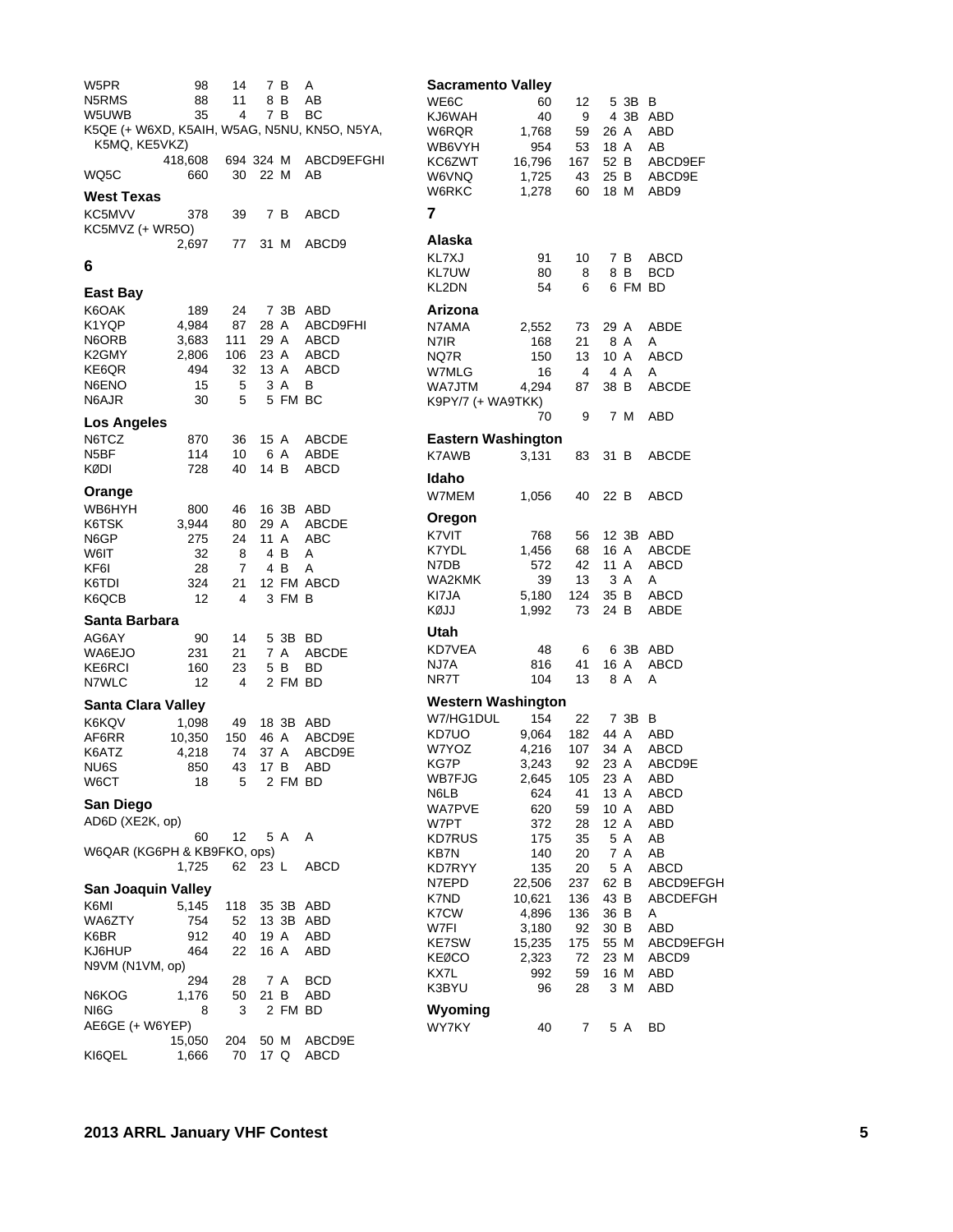| Call | Score | QSOs | Mults | Class | Bands |
|---|---|---|---|---|---|
| W5PR | 98 | 14 | 7 | B | A |
| N5RMS | 88 | 11 | 8 | B | AB |
| W5UWB | 35 | 4 | 7 | B | BC |
| K5QE (+ W6XD, K5AIH, W5AG, N5NU, KN5O, N5YA, K5MQ, KE5VKZ) | 418,608 | 694 | 324 | M | ABCD9EFGHI |
| WQ5C | 660 | 30 | 22 | M | AB |

### West Texas

| Call | Score | QSOs | Mults | Class | Bands |
|---|---|---|---|---|---|
| KC5MVV | 378 | 39 | 7 | B | ABCD |
| KC5MVZ (+ WR5O) | 2,697 | 77 | 31 | M | ABCD9 |

## 6

### East Bay

| Call | Score | QSOs | Mults | Class | Bands |
|---|---|---|---|---|---|
| K6OAK | 189 | 24 | 7 | 3B | ABD |
| K1YQP | 4,984 | 87 | 28 | A | ABCD9FHI |
| N6ORB | 3,683 | 111 | 29 | A | ABCD |
| K2GMY | 2,806 | 106 | 23 | A | ABCD |
| KE6QR | 494 | 32 | 13 | A | ABCD |
| N6ENO | 15 | 5 | 3 | A | B |
| N6AJR | 30 | 5 | 5 | FM | BC |

### Los Angeles

| Call | Score | QSOs | Mults | Class | Bands |
|---|---|---|---|---|---|
| N6TCZ | 870 | 36 | 15 | A | ABCDE |
| N5BF | 114 | 10 | 6 | A | ABDE |
| KØDI | 728 | 40 | 14 | B | ABCD |

### Orange

| Call | Score | QSOs | Mults | Class | Bands |
|---|---|---|---|---|---|
| WB6HYH | 800 | 46 | 16 | 3B | ABD |
| K6TSK | 3,944 | 80 | 29 | A | ABCDE |
| N6GP | 275 | 24 | 11 | A | ABC |
| W6IT | 32 | 8 | 4 | B | A |
| KF6I | 28 | 7 | 4 | B | A |
| K6TDI | 324 | 21 | 12 | FM | ABCD |
| K6QCB | 12 | 4 | 3 | FM | B |

### Santa Barbara

| Call | Score | QSOs | Mults | Class | Bands |
|---|---|---|---|---|---|
| AG6AY | 90 | 14 | 5 | 3B | BD |
| WA6EJO | 231 | 21 | 7 | A | ABCDE |
| KE6RCI | 160 | 23 | 5 | B | BD |
| N7WLC | 12 | 4 | 2 | FM | BD |

### Santa Clara Valley

| Call | Score | QSOs | Mults | Class | Bands |
|---|---|---|---|---|---|
| K6KQV | 1,098 | 49 | 18 | 3B | ABD |
| AF6RR | 10,350 | 150 | 46 | A | ABCD9E |
| K6ATZ | 4,218 | 74 | 37 | A | ABCD9E |
| NU6S | 850 | 43 | 17 | B | ABD |
| W6CT | 18 | 5 | 2 | FM | BD |

### San Diego

| Call | Score | QSOs | Mults | Class | Bands |
|---|---|---|---|---|---|
| AD6D (XE2K, op) | 60 | 12 | 5 | A | A |
| W6QAR (KG6PH & KB9FKO, ops) | 1,725 | 62 | 23 | L | ABCD |

### San Joaquin Valley

| Call | Score | QSOs | Mults | Class | Bands |
|---|---|---|---|---|---|
| K6MI | 5,145 | 118 | 35 | 3B | ABD |
| WA6ZTY | 754 | 52 | 13 | 3B | ABD |
| K6BR | 912 | 40 | 19 | A | ABD |
| KJ6HUP | 464 | 22 | 16 | A | ABD |
| N9VM (N1VM, op) | 294 | 28 | 7 | A | BCD |
| N6KOG | 1,176 | 50 | 21 | B | ABD |
| NI6G | 8 | 3 | 2 | FM | BD |
| AE6GE (+ W6YEP) | 15,050 | 204 | 50 | M | ABCD9E |
| KI6QEL | 1,666 | 70 | 17 | Q | ABCD |

### Sacramento Valley

| Call | Score | QSOs | Mults | Class | Bands |
|---|---|---|---|---|---|
| WE6C | 60 | 12 | 5 | 3B | B |
| KJ6WAH | 40 | 9 | 4 | 3B | ABD |
| W6RQR | 1,768 | 59 | 26 | A | ABD |
| WB6VYH | 954 | 53 | 18 | A | AB |
| KC6ZWT | 16,796 | 167 | 52 | B | ABCD9EF |
| W6VNQ | 1,725 | 43 | 25 | B | ABCD9E |
| W6RKC | 1,278 | 60 | 18 | M | ABD9 |

## 7

### Alaska

| Call | Score | QSOs | Mults | Class | Bands |
|---|---|---|---|---|---|
| KL7XJ | 91 | 10 | 7 | B | ABCD |
| KL7UW | 80 | 8 | 8 | B | BCD |
| KL2DN | 54 | 6 | 6 | FM | BD |

### Arizona

| Call | Score | QSOs | Mults | Class | Bands |
|---|---|---|---|---|---|
| N7AMA | 2,552 | 73 | 29 | A | ABDE |
| N7IR | 168 | 21 | 8 | A | A |
| NQ7R | 150 | 13 | 10 | A | ABCD |
| W7MLG | 16 | 4 | 4 | A | A |
| WA7JTM | 4,294 | 87 | 38 | B | ABCDE |
| K9PY/7 (+ WA9TKK) | 70 | 9 | 7 | M | ABD |

### Eastern Washington

| Call | Score | QSOs | Mults | Class | Bands |
|---|---|---|---|---|---|
| K7AWB | 3,131 | 83 | 31 | B | ABCDE |

### Idaho

| Call | Score | QSOs | Mults | Class | Bands |
|---|---|---|---|---|---|
| W7MEM | 1,056 | 40 | 22 | B | ABCD |

### Oregon

| Call | Score | QSOs | Mults | Class | Bands |
|---|---|---|---|---|---|
| K7VIT | 768 | 56 | 12 | 3B | ABD |
| K7YDL | 1,456 | 68 | 16 | A | ABCDE |
| N7DB | 572 | 42 | 11 | A | ABCD |
| WA2KMK | 39 | 13 | 3 | A | A |
| KI7JA | 5,180 | 124 | 35 | B | ABCD |
| KØJJ | 1,992 | 73 | 24 | B | ABDE |

### Utah

| Call | Score | QSOs | Mults | Class | Bands |
|---|---|---|---|---|---|
| KD7VEA | 48 | 6 | 6 | 3B | ABD |
| NJ7A | 816 | 41 | 16 | A | ABCD |
| NR7T | 104 | 13 | 8 | A | A |

### Western Washington

| Call | Score | QSOs | Mults | Class | Bands |
|---|---|---|---|---|---|
| W7/HG1DUL | 154 | 22 | 7 | 3B | B |
| KD7UO | 9,064 | 182 | 44 | A | ABD |
| W7YOZ | 4,216 | 107 | 34 | A | ABCD |
| KG7P | 3,243 | 92 | 23 | A | ABCD9E |
| WB7FJG | 2,645 | 105 | 23 | A | ABD |
| N6LB | 624 | 41 | 13 | A | ABCD |
| WA7PVE | 620 | 59 | 10 | A | ABD |
| W7PT | 372 | 28 | 12 | A | ABD |
| KD7RUS | 175 | 35 | 5 | A | AB |
| KB7N | 140 | 20 | 7 | A | AB |
| KD7RYY | 135 | 20 | 5 | A | ABCD |
| N7EPD | 22,506 | 237 | 62 | B | ABCD9EFGH |
| K7ND | 10,621 | 136 | 43 | B | ABCDEFGH |
| K7CW | 4,896 | 136 | 36 | B | A |
| W7FI | 3,180 | 92 | 30 | B | ABD |
| KE7SW | 15,235 | 175 | 55 | M | ABCD9EFGH |
| KEØCO | 2,323 | 72 | 23 | M | ABCD9 |
| KX7L | 992 | 59 | 16 | M | ABD |
| K3BYU | 96 | 28 | 3 | M | ABD |

### Wyoming

| Call | Score | QSOs | Mults | Class | Bands |
|---|---|---|---|---|---|
| WY7KY | 40 | 7 | 5 | A | BD |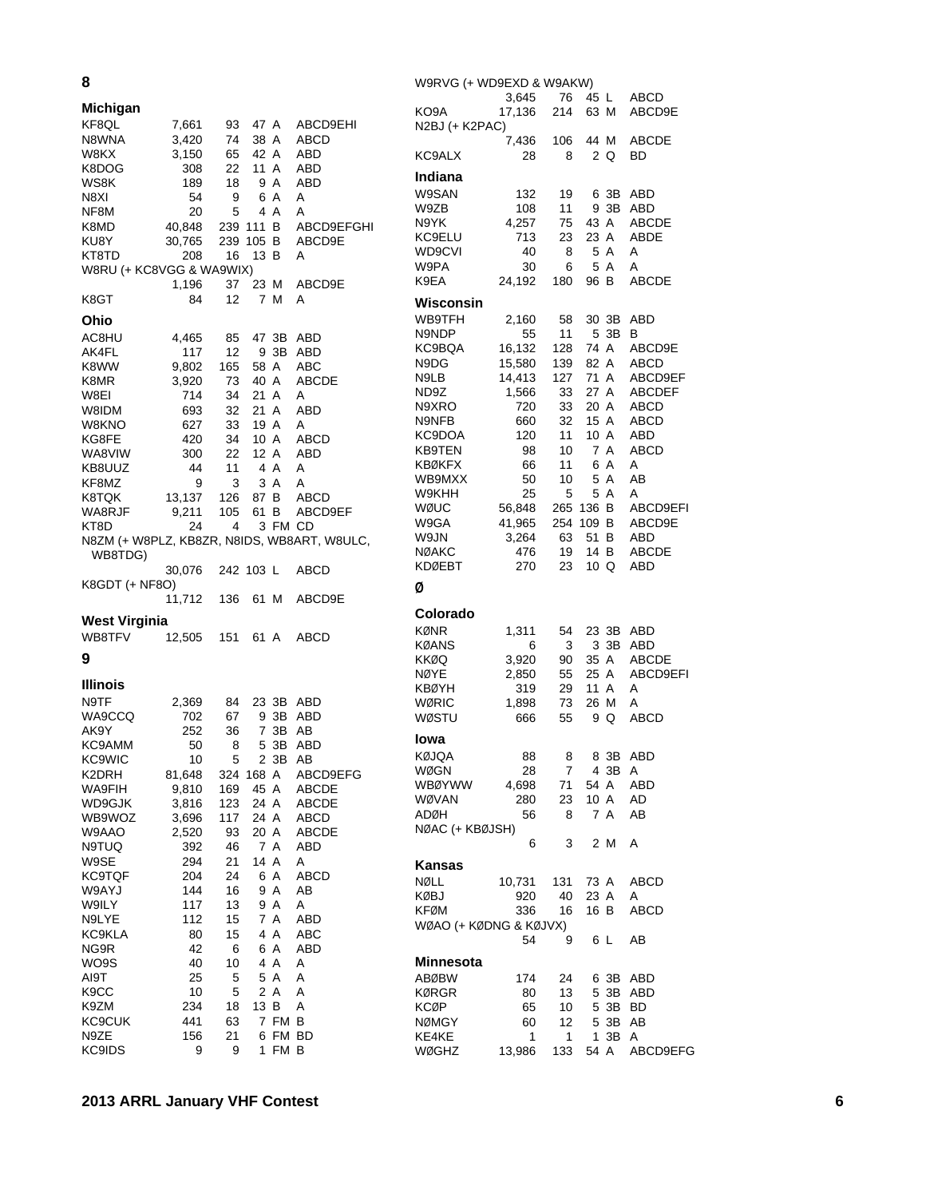## 8

### Michigan

| Call | Score | QSOs | Mults | Class | Bands |
|---|---|---|---|---|---|
| KF8QL | 7,661 | 93 | 47 | A | ABCD9EHI |
| N8WNA | 3,420 | 74 | 38 | A | ABCD |
| W8KX | 3,150 | 65 | 42 | A | ABD |
| K8DOG | 308 | 22 | 11 | A | ABD |
| WS8K | 189 | 18 | 9 | A | ABD |
| N8XI | 54 | 9 | 6 | A | A |
| NF8M | 20 | 5 | 4 | A | A |
| K8MD | 40,848 | 239 | 111 | B | ABCD9EFGHI |
| KU8Y | 30,765 | 239 | 105 | B | ABCD9E |
| KT8TD | 208 | 16 | 13 | B | A |
| W8RU (+ KC8VGG & WA9WIX) | 1,196 | 37 | 23 | M | ABCD9E |
| K8GT | 84 | 12 | 7 | M | A |

### Ohio

| Call | Score | QSOs | Mults | Class | Bands |
|---|---|---|---|---|---|
| AC8HU | 4,465 | 85 | 47 | 3B | ABD |
| AK4FL | 117 | 12 | 9 | 3B | ABD |
| K8WW | 9,802 | 165 | 58 | A | ABC |
| K8MR | 3,920 | 73 | 40 | A | ABCDE |
| W8EI | 714 | 34 | 21 | A | A |
| W8IDM | 693 | 32 | 21 | A | ABD |
| W8KNO | 627 | 33 | 19 | A | A |
| KG8FE | 420 | 34 | 10 | A | ABCD |
| WA8VIW | 300 | 22 | 12 | A | ABD |
| KB8UUZ | 44 | 11 | 4 | A | A |
| KF8MZ | 9 | 3 | 3 | A | A |
| K8TQK | 13,137 | 126 | 87 | B | ABCD |
| WA8RJF | 9,211 | 105 | 61 | B | ABCD9EF |
| KT8D | 24 | 4 | 3 | FM | CD |
| N8ZM (+ W8PLZ, KB8ZR, N8IDS, WB8ART, W8ULC, WB8TDG) | 30,076 | 242 | 103 | L | ABCD |
| K8GDT (+ NF8O) | 11,712 | 136 | 61 | M | ABCD9E |

### West Virginia

| Call | Score | QSOs | Mults | Class | Bands |
|---|---|---|---|---|---|
| WB8TFV | 12,505 | 151 | 61 | A | ABCD |

## 9

### Illinois

| Call | Score | QSOs | Mults | Class | Bands |
|---|---|---|---|---|---|
| N9TF | 2,369 | 84 | 23 | 3B | ABD |
| WA9CCQ | 702 | 67 | 9 | 3B | ABD |
| AK9Y | 252 | 36 | 7 | 3B | AB |
| KC9AMM | 50 | 8 | 5 | 3B | ABD |
| KC9WIC | 10 | 5 | 2 | 3B | AB |
| K2DRH | 81,648 | 324 | 168 | A | ABCD9EFG |
| WA9FIH | 9,810 | 169 | 45 | A | ABCDE |
| WD9GJK | 3,816 | 123 | 24 | A | ABCDE |
| WB9WOZ | 3,696 | 117 | 24 | A | ABCD |
| W9AAO | 2,520 | 93 | 20 | A | ABCDE |
| N9TUQ | 392 | 46 | 7 | A | ABD |
| W9SE | 294 | 21 | 14 | A | A |
| KC9TQF | 204 | 24 | 6 | A | ABCD |
| W9AYJ | 144 | 16 | 9 | A | AB |
| W9ILY | 117 | 13 | 9 | A | A |
| N9LYE | 112 | 15 | 7 | A | ABD |
| KC9KLA | 80 | 15 | 4 | A | ABC |
| NG9R | 42 | 6 | 6 | A | ABD |
| WO9S | 40 | 10 | 4 | A | A |
| AI9T | 25 | 5 | 5 | A | A |
| K9CC | 10 | 5 | 2 | A | A |
| K9ZM | 234 | 18 | 13 | B | A |
| KC9CUK | 441 | 63 | 7 | FM | B |
| N9ZE | 156 | 21 | 6 | FM | BD |
| KC9IDS | 9 | 9 | 1 | FM | B |
| W9RVG (+ WD9EXD & W9AKW) | 3,645 | 76 | 45 | L | ABCD |
| KO9A | 17,136 | 214 | 63 | M | ABCD9E |
| N2BJ (+ K2PAC) | 7,436 | 106 | 44 | M | ABCDE |
| KC9ALX | 28 | 8 | 2 | Q | BD |

### Indiana

| Call | Score | QSOs | Mults | Class | Bands |
|---|---|---|---|---|---|
| W9SAN | 132 | 19 | 6 | 3B | ABD |
| W9ZB | 108 | 11 | 9 | 3B | ABD |
| N9YK | 4,257 | 75 | 43 | A | ABCDE |
| KC9ELU | 713 | 23 | 23 | A | ABDE |
| WD9CVI | 40 | 8 | 5 | A | A |
| W9PA | 30 | 6 | 5 | A | A |
| K9EA | 24,192 | 180 | 96 | B | ABCDE |

### Wisconsin

| Call | Score | QSOs | Mults | Class | Bands |
|---|---|---|---|---|---|
| WB9TFH | 2,160 | 58 | 30 | 3B | ABD |
| N9NDP | 55 | 11 | 5 | 3B | B |
| KC9BQA | 16,132 | 128 | 74 | A | ABCD9E |
| N9DG | 15,580 | 139 | 82 | A | ABCD |
| N9LB | 14,413 | 127 | 71 | A | ABCD9EF |
| ND9Z | 1,566 | 33 | 27 | A | ABCDEF |
| N9XRO | 720 | 33 | 20 | A | ABCD |
| N9NFB | 660 | 32 | 15 | A | ABCD |
| KC9DOA | 120 | 11 | 10 | A | ABD |
| KB9TEN | 98 | 10 | 7 | A | ABCD |
| KBØKFX | 66 | 11 | 6 | A | A |
| WB9MXX | 50 | 10 | 5 | A | AB |
| W9KHH | 25 | 5 | 5 | A | A |
| WØUC | 56,848 | 265 | 136 | B | ABCD9EFI |
| W9GA | 41,965 | 254 | 109 | B | ABCD9E |
| W9JN | 3,264 | 63 | 51 | B | ABD |
| NØAKC | 476 | 19 | 14 | B | ABCDE |
| KDØEBT | 270 | 23 | 10 | Q | ABD |

## Ø

### Colorado

| Call | Score | QSOs | Mults | Class | Bands |
|---|---|---|---|---|---|
| KØNR | 1,311 | 54 | 23 | 3B | ABD |
| KØANS | 6 | 3 | 3 | 3B | ABD |
| KKØQ | 3,920 | 90 | 35 | A | ABCDE |
| NØYE | 2,850 | 55 | 25 | A | ABCD9EFI |
| KBØYH | 319 | 29 | 11 | A | A |
| WØRIC | 1,898 | 73 | 26 | M | A |
| WØSTU | 666 | 55 | 9 | Q | ABCD |

### Iowa

| Call | Score | QSOs | Mults | Class | Bands |
|---|---|---|---|---|---|
| KØJQA | 88 | 8 | 8 | 3B | ABD |
| WØGN | 28 | 7 | 4 | 3B | A |
| WBØYWW | 4,698 | 71 | 54 | A | ABD |
| WØVAN | 280 | 23 | 10 | A | AD |
| ADØH | 56 | 8 | 7 | A | AB |
| NØAC (+ KBØJSH) | 6 | 3 | 2 | M | A |

### Kansas

| Call | Score | QSOs | Mults | Class | Bands |
|---|---|---|---|---|---|
| NØLL | 10,731 | 131 | 73 | A | ABCD |
| KØBJ | 920 | 40 | 23 | A | A |
| KFØM | 336 | 16 | 16 | B | ABCD |
| WØAO (+ KØDNG & KØJVX) | 54 | 9 | 6 | L | AB |

### Minnesota

| Call | Score | QSOs | Mults | Class | Bands |
|---|---|---|---|---|---|
| ABØBW | 174 | 24 | 6 | 3B | ABD |
| KØRGR | 80 | 13 | 5 | 3B | ABD |
| KCØP | 65 | 10 | 5 | 3B | BD |
| NØMGY | 60 | 12 | 5 | 3B | AB |
| KE4KE | 1 | 1 | 1 | 3B | A |
| WØGHZ | 13,986 | 133 | 54 | A | ABCD9EFG |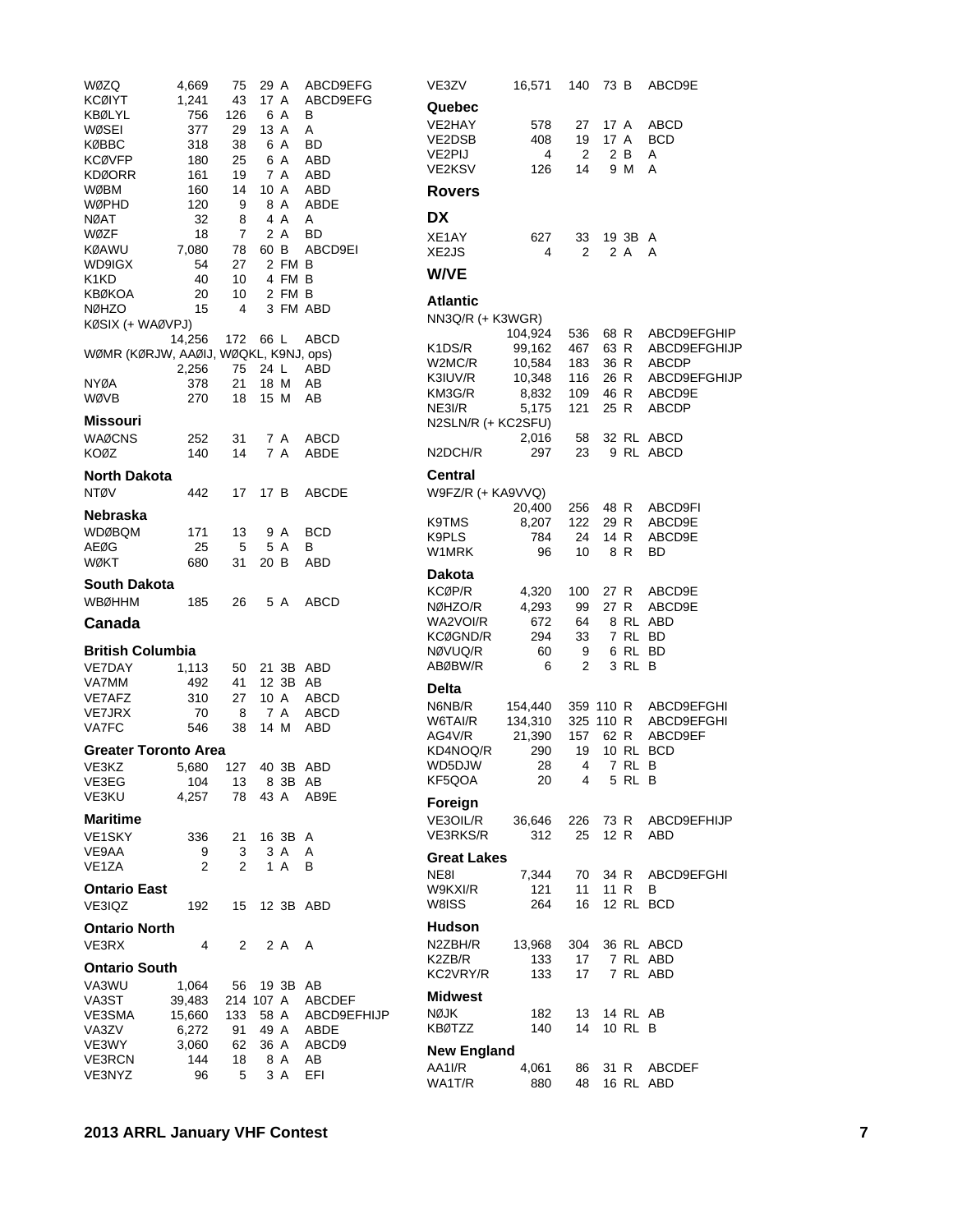| Call | Score | QSOs | Mults | Class | Bands |
|---|---|---|---|---|---|
| WØZQ | 4,669 | 75 | 29 | A | ABCD9EFG |
| KCØIYT | 1,241 | 43 | 17 | A | ABCD9EFG |
| KBØLYL | 756 | 126 | 6 | A | B |
| WØSEI | 377 | 29 | 13 | A | A |
| KØBBC | 318 | 38 | 6 | A | BD |
| KCØVFP | 180 | 25 | 6 | A | ABD |
| KDØORR | 161 | 19 | 7 | A | ABD |
| WØBM | 160 | 14 | 10 | A | ABD |
| WØPHD | 120 | 9 | 8 | A | ABDE |
| NØAT | 32 | 8 | 4 | A | A |
| WØZF | 18 | 7 | 2 | A | BD |
| KØAWU | 7,080 | 78 | 60 | B | ABCD9EI |
| WD9IGX | 54 | 27 | 2 | FM | B |
| K1KD | 40 | 10 | 4 | FM | B |
| KBØKOA | 20 | 10 | 2 | FM | B |
| NØHZO | 15 | 4 | 3 | FM | ABD |
| KØSIX (+ WAØVPJ) | 14,256 | 172 | 66 | L | ABCD |
| WØMR (KØRJW, AAØIJ, WØQKL, K9NJ, ops) | 2,256 | 75 | 24 | L | ABD |
| NYØA | 378 | 21 | 18 | M | AB |
| WØVB | 270 | 18 | 15 | M | AB |

### Missouri

| Call | Score | QSOs | Mults | Class | Bands |
|---|---|---|---|---|---|
| WAØCNS | 252 | 31 | 7 | A | ABCD |
| KOØZ | 140 | 14 | 7 | A | ABDE |

### North Dakota

| Call | Score | QSOs | Mults | Class | Bands |
|---|---|---|---|---|---|
| NTØV | 442 | 17 | 17 | B | ABCDE |

### Nebraska

| Call | Score | QSOs | Mults | Class | Bands |
|---|---|---|---|---|---|
| WDØBQM | 171 | 13 | 9 | A | BCD |
| AEØG | 25 | 5 | 5 | A | B |
| WØKT | 680 | 31 | 20 | B | ABD |

### South Dakota

| Call | Score | QSOs | Mults | Class | Bands |
|---|---|---|---|---|---|
| WBØHHM | 185 | 26 | 5 | A | ABCD |

## Canada

### British Columbia

| Call | Score | QSOs | Mults | Class | Bands |
|---|---|---|---|---|---|
| VE7DAY | 1,113 | 50 | 21 | 3B | ABD |
| VA7MM | 492 | 41 | 12 | 3B | AB |
| VE7AFZ | 310 | 27 | 10 | A | ABCD |
| VE7JRX | 70 | 8 | 7 | A | ABCD |
| VA7FC | 546 | 38 | 14 | M | ABD |

### Greater Toronto Area

| Call | Score | QSOs | Mults | Class | Bands |
|---|---|---|---|---|---|
| VE3KZ | 5,680 | 127 | 40 | 3B | ABD |
| VE3EG | 104 | 13 | 8 | 3B | AB |
| VE3KU | 4,257 | 78 | 43 | A | AB9E |

### Maritime

| Call | Score | QSOs | Mults | Class | Bands |
|---|---|---|---|---|---|
| VE1SKY | 336 | 21 | 16 | 3B | A |
| VE9AA | 9 | 3 | 3 | A | A |
| VE1ZA | 2 | 2 | 1 | A | B |

### Ontario East

| Call | Score | QSOs | Mults | Class | Bands |
|---|---|---|---|---|---|
| VE3IQZ | 192 | 15 | 12 | 3B | ABD |

### Ontario North

| Call | Score | QSOs | Mults | Class | Bands |
|---|---|---|---|---|---|
| VE3RX | 4 | 2 | 2 | A | A |

### Ontario South

| Call | Score | QSOs | Mults | Class | Bands |
|---|---|---|---|---|---|
| VA3WU | 1,064 | 56 | 19 | 3B | AB |
| VA3ST | 39,483 | 214 | 107 | A | ABCDEF |
| VE3SMA | 15,660 | 133 | 58 | A | ABCD9EFHIJP |
| VA3ZV | 6,272 | 91 | 49 | A | ABDE |
| VE3WY | 3,060 | 62 | 36 | A | ABCD9 |
| VE3RCN | 144 | 18 | 8 | A | AB |
| VE3NYZ | 96 | 5 | 3 | A | EFI |
| VE3ZV | 16,571 | 140 | 73 | B | ABCD9E |

### Quebec

| Call | Score | QSOs | Mults | Class | Bands |
|---|---|---|---|---|---|
| VE2HAY | 578 | 27 | 17 | A | ABCD |
| VE2DSB | 408 | 19 | 17 | A | BCD |
| VE2PIJ | 4 | 2 | 2 | B | A |
| VE2KSV | 126 | 14 | 9 | M | A |

## Rovers

## DX

| Call | Score | QSOs | Mults | Class | Bands |
|---|---|---|---|---|---|
| XE1AY | 627 | 33 | 19 | 3B | A |
| XE2JS | 4 | 2 | 2 | A | A |

## W/VE

### Atlantic

| Call | Score | QSOs | Mults | Class | Bands |
|---|---|---|---|---|---|
| NN3Q/R (+ K3WGR) | 104,924 | 536 | 68 | R | ABCD9EFGHIP |
| K1DS/R | 99,162 | 467 | 63 | R | ABCD9EFGHIJP |
| W2MC/R | 10,584 | 183 | 36 | R | ABCDP |
| K3IUV/R | 10,348 | 116 | 26 | R | ABCD9EFGHIJP |
| KM3G/R | 8,832 | 109 | 46 | R | ABCD9E |
| NE3I/R | 5,175 | 121 | 25 | R | ABCDP |
| N2SLN/R (+ KC2SFU) | 2,016 | 58 | 32 | RL | ABCD |
| N2DCH/R | 297 | 23 | 9 | RL | ABCD |

### Central

| Call | Score | QSOs | Mults | Class | Bands |
|---|---|---|---|---|---|
| W9FZ/R (+ KA9VVQ) | 20,400 | 256 | 48 | R | ABCD9FI |
| K9TMS | 8,207 | 122 | 29 | R | ABCD9E |
| K9PLS | 784 | 24 | 14 | R | ABCD9E |
| W1MRK | 96 | 10 | 8 | R | BD |

### Dakota

| Call | Score | QSOs | Mults | Class | Bands |
|---|---|---|---|---|---|
| KCØP/R | 4,320 | 100 | 27 | R | ABCD9E |
| NØHZO/R | 4,293 | 99 | 27 | R | ABCD9E |
| WA2VOI/R | 672 | 64 | 8 | RL | ABD |
| KCØGND/R | 294 | 33 | 7 | RL | BD |
| NØVUQ/R | 60 | 9 | 6 | RL | BD |
| ABØBW/R | 6 | 2 | 3 | RL | B |

### Delta

| Call | Score | QSOs | Mults | Class | Bands |
|---|---|---|---|---|---|
| N6NB/R | 154,440 | 359 | 110 | R | ABCD9EFGHI |
| W6TAI/R | 134,310 | 325 | 110 | R | ABCD9EFGHI |
| AG4V/R | 21,390 | 157 | 62 | R | ABCD9EF |
| KD4NOQ/R | 290 | 19 | 10 | RL | BCD |
| WD5DJW | 28 | 4 | 7 | RL | B |
| KF5QOA | 20 | 4 | 5 | RL | B |

### Foreign

| Call | Score | QSOs | Mults | Class | Bands |
|---|---|---|---|---|---|
| VE3OIL/R | 36,646 | 226 | 73 | R | ABCD9EFHIJP |
| VE3RKS/R | 312 | 25 | 12 | R | ABD |

### Great Lakes

| Call | Score | QSOs | Mults | Class | Bands |
|---|---|---|---|---|---|
| NE8I | 7,344 | 70 | 34 | R | ABCD9EFGHI |
| W9KXI/R | 121 | 11 | 11 | R | B |
| W8ISS | 264 | 16 | 12 | RL | BCD |

### Hudson

| Call | Score | QSOs | Mults | Class | Bands |
|---|---|---|---|---|---|
| N2ZBH/R | 13,968 | 304 | 36 | RL | ABCD |
| K2ZB/R | 133 | 17 | 7 | RL | ABD |
| KC2VRY/R | 133 | 17 | 7 | RL | ABD |

### Midwest

| Call | Score | QSOs | Mults | Class | Bands |
|---|---|---|---|---|---|
| NØJK | 182 | 13 | 14 | RL | AB |
| KBØTZZ | 140 | 14 | 10 | RL | B |

### New England

| Call | Score | QSOs | Mults | Class | Bands |
|---|---|---|---|---|---|
| AA1I/R | 4,061 | 86 | 31 | R | ABCDEF |
| WA1T/R | 880 | 48 | 16 | RL | ABD |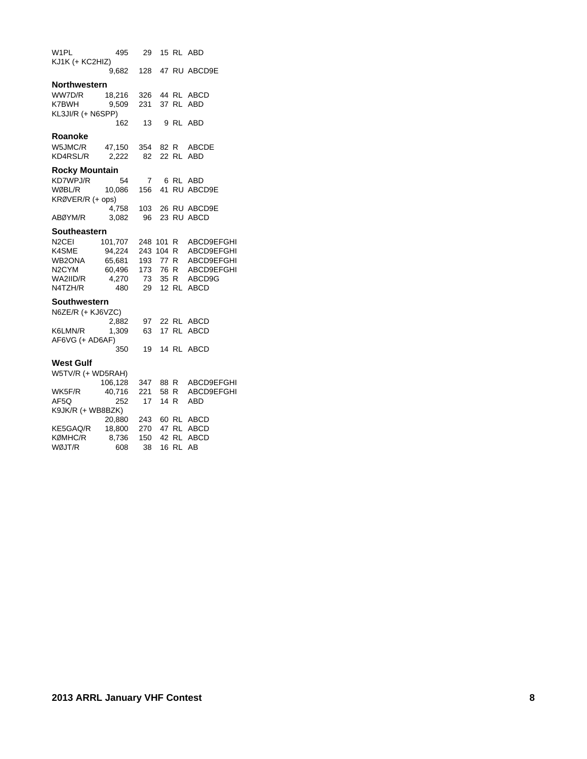| | | | | | |
|---|---|---|---|---|---|
| W1PL | 495 | 29 | 15 | RL | ABD |
| KJ1K (+ KC2HIZ) | 9,682 | 128 | 47 | RU | ABCD9E |

### Northwestern

| | | | | | |
|---|---|---|---|---|---|
| WW7D/R | 18,216 | 326 | 44 | RL | ABCD |
| K7BWH | 9,509 | 231 | 37 | RL | ABD |
| KL3JI/R (+ N6SPP) | 162 | 13 | 9 | RL | ABD |

### Roanoke

| | | | | | |
|---|---|---|---|---|---|
| W5JMC/R | 47,150 | 354 | 82 | R | ABCDE |
| KD4RSL/R | 2,222 | 82 | 22 | RL | ABD |

### Rocky Mountain

| | | | | | |
|---|---|---|---|---|---|
| KD7WPJ/R | 54 | 7 | 6 | RL | ABD |
| WØBL/R | 10,086 | 156 | 41 | RU | ABCD9E |
| KRØVER/R (+ ops) | 4,758 | 103 | 26 | RU | ABCD9E |
| ABØYM/R | 3,082 | 96 | 23 | RU | ABCD |

### Southeastern

| | | | | | |
|---|---|---|---|---|---|
| N2CEI | 101,707 | 248 | 101 | R | ABCD9EFGHI |
| K4SME | 94,224 | 243 | 104 | R | ABCD9EFGHI |
| WB2ONA | 65,681 | 193 | 77 | R | ABCD9EFGHI |
| N2CYM | 60,496 | 173 | 76 | R | ABCD9EFGHI |
| WA2IID/R | 4,270 | 73 | 35 | R | ABCD9G |
| N4TZH/R | 480 | 29 | 12 | RL | ABCD |

### Southwestern

| | | | | | |
|---|---|---|---|---|---|
| N6ZE/R (+ KJ6VZC) | 2,882 | 97 | 22 | RL | ABCD |
| K6LMN/R | 1,309 | 63 | 17 | RL | ABCD |
| AF6VG (+ AD6AF) | 350 | 19 | 14 | RL | ABCD |

### West Gulf

| | | | | | |
|---|---|---|---|---|---|
| W5TV/R (+ WD5RAH) | 106,128 | 347 | 88 | R | ABCD9EFGHI |
| WK5F/R | 40,716 | 221 | 58 | R | ABCD9EFGHI |
| AF5Q | 252 | 17 | 14 | R | ABD |
| K9JK/R (+ WB8BZK) | 20,880 | 243 | 60 | RL | ABCD |
| KE5GAQ/R | 18,800 | 270 | 47 | RL | ABCD |
| KØMHC/R | 8,736 | 150 | 42 | RL | ABCD |
| WØJT/R | 608 | 38 | 16 | RL | AB |